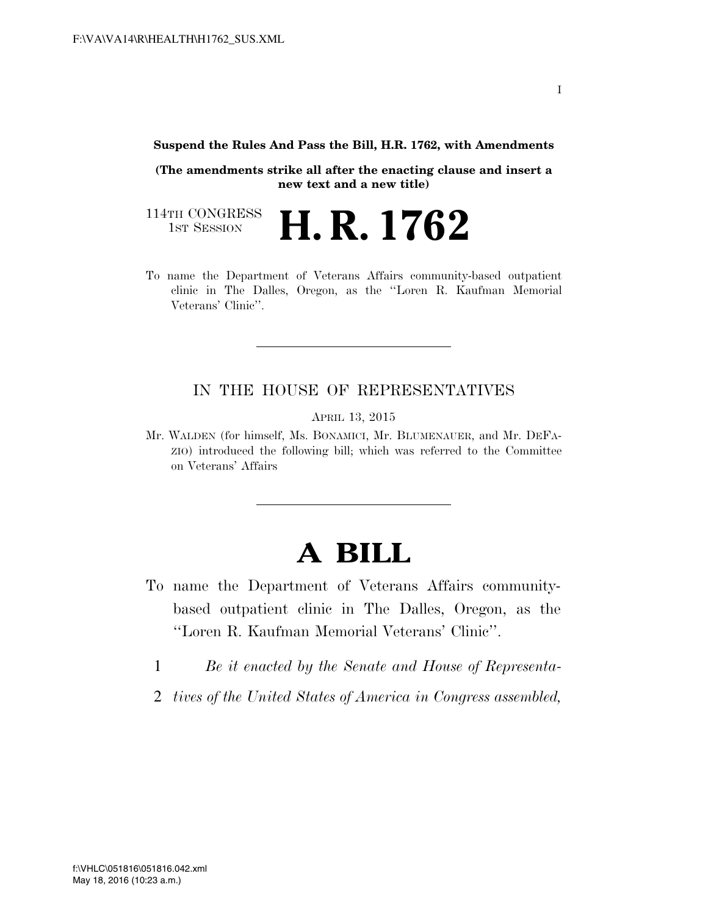**Suspend the Rules And Pass the Bill, H.R. 1762, with Amendments**

**(The amendments strike all after the enacting clause and insert a new text and a new title)**

114TH CONGRESS
1ST SESSION

# H. R. 1762

To name the Department of Veterans Affairs community-based outpatient clinic in The Dalles, Oregon, as the "Loren R. Kaufman Memorial Veterans' Clinic".

---

IN THE HOUSE OF REPRESENTATIVES

APRIL 13, 2015

Mr. WALDEN (for himself, Ms. BONAMICI, Mr. BLUMENAUER, and Mr. DEFAZIO) introduced the following bill; which was referred to the Committee on Veterans' Affairs

---

# A BILL

To name the Department of Veterans Affairs community-based outpatient clinic in The Dalles, Oregon, as the "Loren R. Kaufman Memorial Veterans' Clinic".

1 *Be it enacted by the Senate and House of Representa-*
2 *tives of the United States of America in Congress assembled,*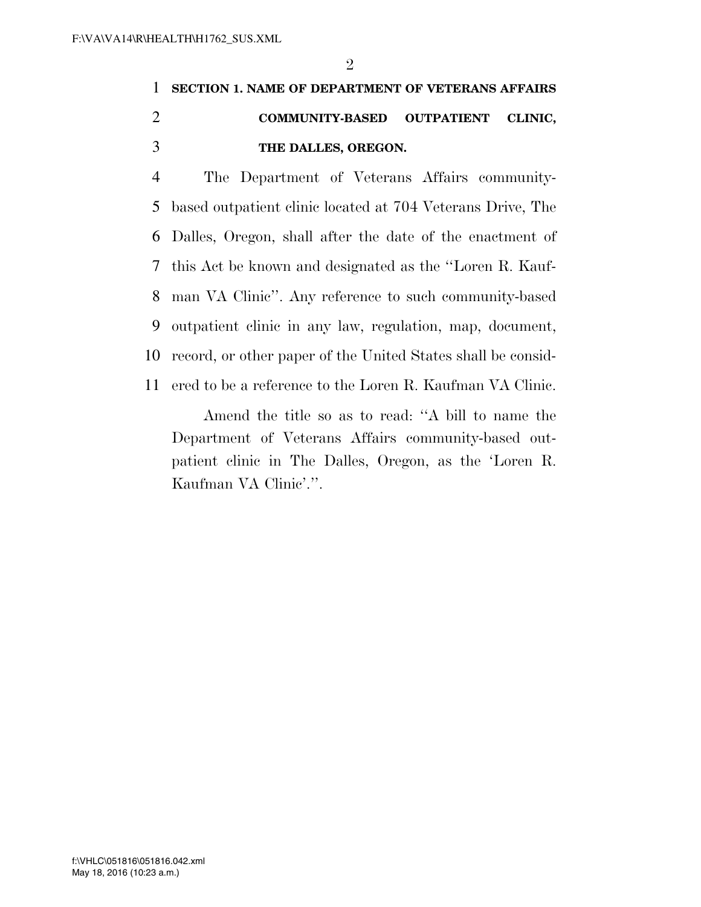## SECTION 1. NAME OF DEPARTMENT OF VETERANS AFFAIRS COMMUNITY-BASED OUTPATIENT CLINIC, THE DALLES, OREGON.

The Department of Veterans Affairs community-based outpatient clinic located at 704 Veterans Drive, The Dalles, Oregon, shall after the date of the enactment of this Act be known and designated as the ''Loren R. Kaufman VA Clinic''. Any reference to such community-based outpatient clinic in any law, regulation, map, document, record, or other paper of the United States shall be considered to be a reference to the Loren R. Kaufman VA Clinic.

Amend the title so as to read: ''A bill to name the Department of Veterans Affairs community-based outpatient clinic in The Dalles, Oregon, as the 'Loren R. Kaufman VA Clinic'.''.